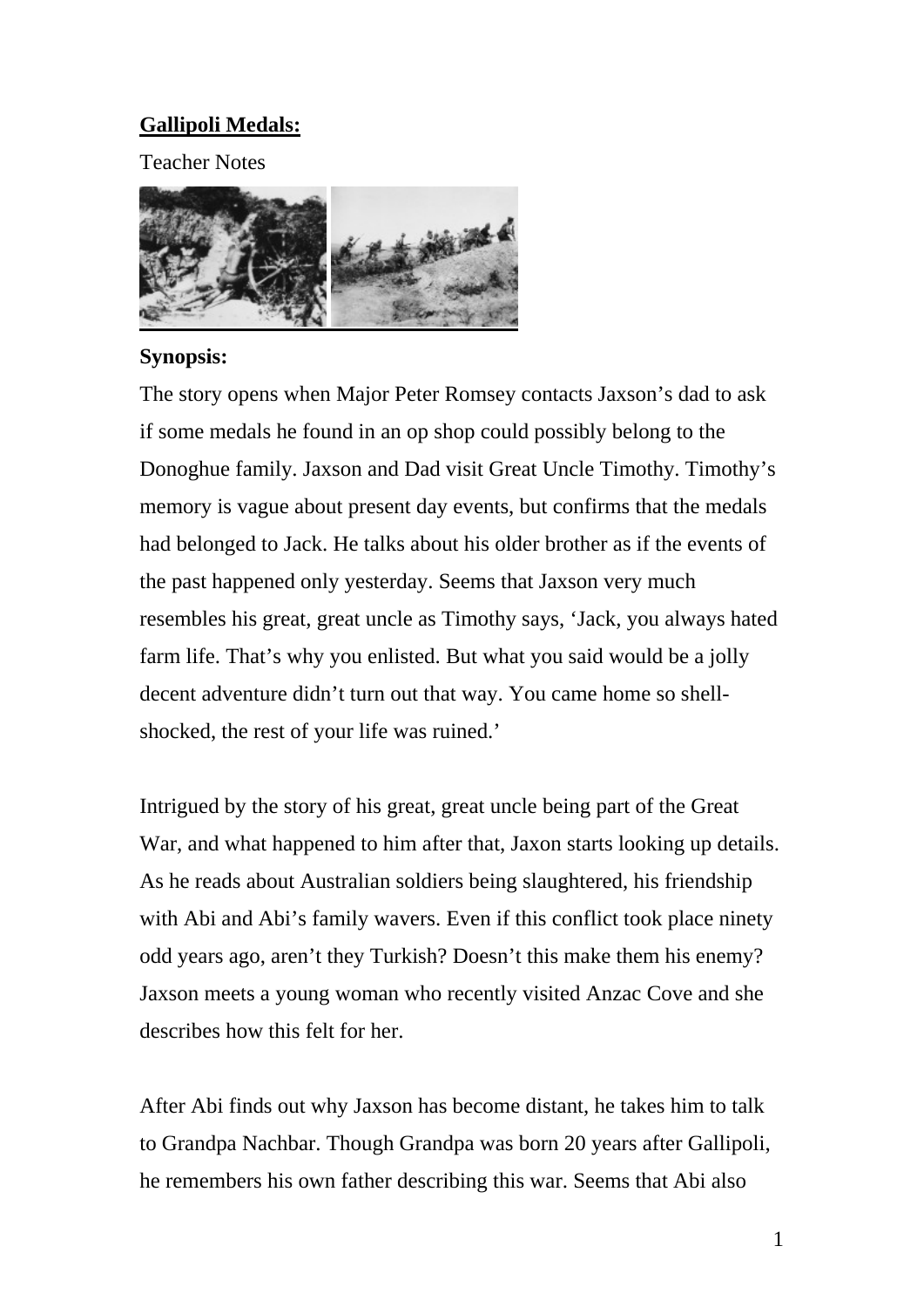**Gallipoli Medals:**

Teacher Notes

**Synopsis:**

The story opens when Major Peter Romsey contacts Jaxson's dad to ask if some medals he found in an op shop could possibly belong to the Donoghue family. Jaxson and Dad visit Great Uncle Timothy. Timothy's memory is vague about present day events, but confirms that the medals had belonged to Jack. He talks about his older brother as if the events of the past happened only yesterday. Seems that Jaxson very much resembles his great, great uncle as Timothy says, 'Jack, you always hated farm life. That's why you enlisted. But what you said would be a jolly decent adventure didn't turn out that way. You came home so shell-shocked, the rest of your life was ruined.'

Intrigued by the story of his great, great uncle being part of the Great War, and what happened to him after that, Jaxon starts looking up details. As he reads about Australian soldiers being slaughtered, his friendship with Abi and Abi's family wavers. Even if this conflict took place ninety odd years ago, aren't they Turkish? Doesn't this make them his enemy? Jaxson meets a young woman who recently visited Anzac Cove and she describes how this felt for her.

After Abi finds out why Jaxson has become distant, he takes him to talk to Grandpa Nachbar. Though Grandpa was born 20 years after Gallipoli, he remembers his own father describing this war. Seems that Abi also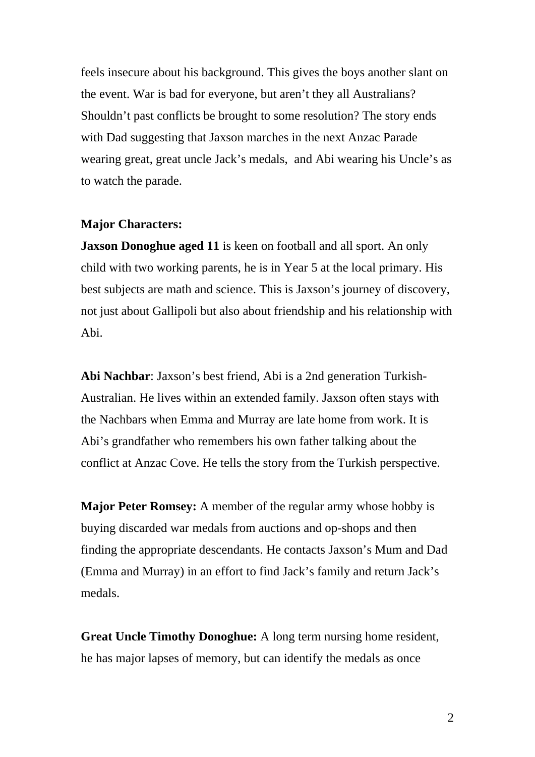feels insecure about his background. This gives the boys another slant on the event. War is bad for everyone, but aren't they all Australians? Shouldn't past conflicts be brought to some resolution? The story ends with Dad suggesting that Jaxson marches in the next Anzac Parade wearing great, great uncle Jack's medals,  and Abi wearing his Uncle's as to watch the parade.

**Major Characters:**

**Jaxson Donoghue aged 11** is keen on football and all sport. An only child with two working parents, he is in Year 5 at the local primary. His best subjects are math and science. This is Jaxson's journey of discovery, not just about Gallipoli but also about friendship and his relationship with Abi.

**Abi Nachbar**: Jaxson's best friend, Abi is a 2nd generation Turkish-Australian. He lives within an extended family. Jaxson often stays with the Nachbars when Emma and Murray are late home from work. It is Abi's grandfather who remembers his own father talking about the conflict at Anzac Cove. He tells the story from the Turkish perspective.

**Major Peter Romsey:** A member of the regular army whose hobby is buying discarded war medals from auctions and op-shops and then finding the appropriate descendants. He contacts Jaxson's Mum and Dad (Emma and Murray) in an effort to find Jack's family and return Jack's medals.

**Great Uncle Timothy Donoghue:** A long term nursing home resident, he has major lapses of memory, but can identify the medals as once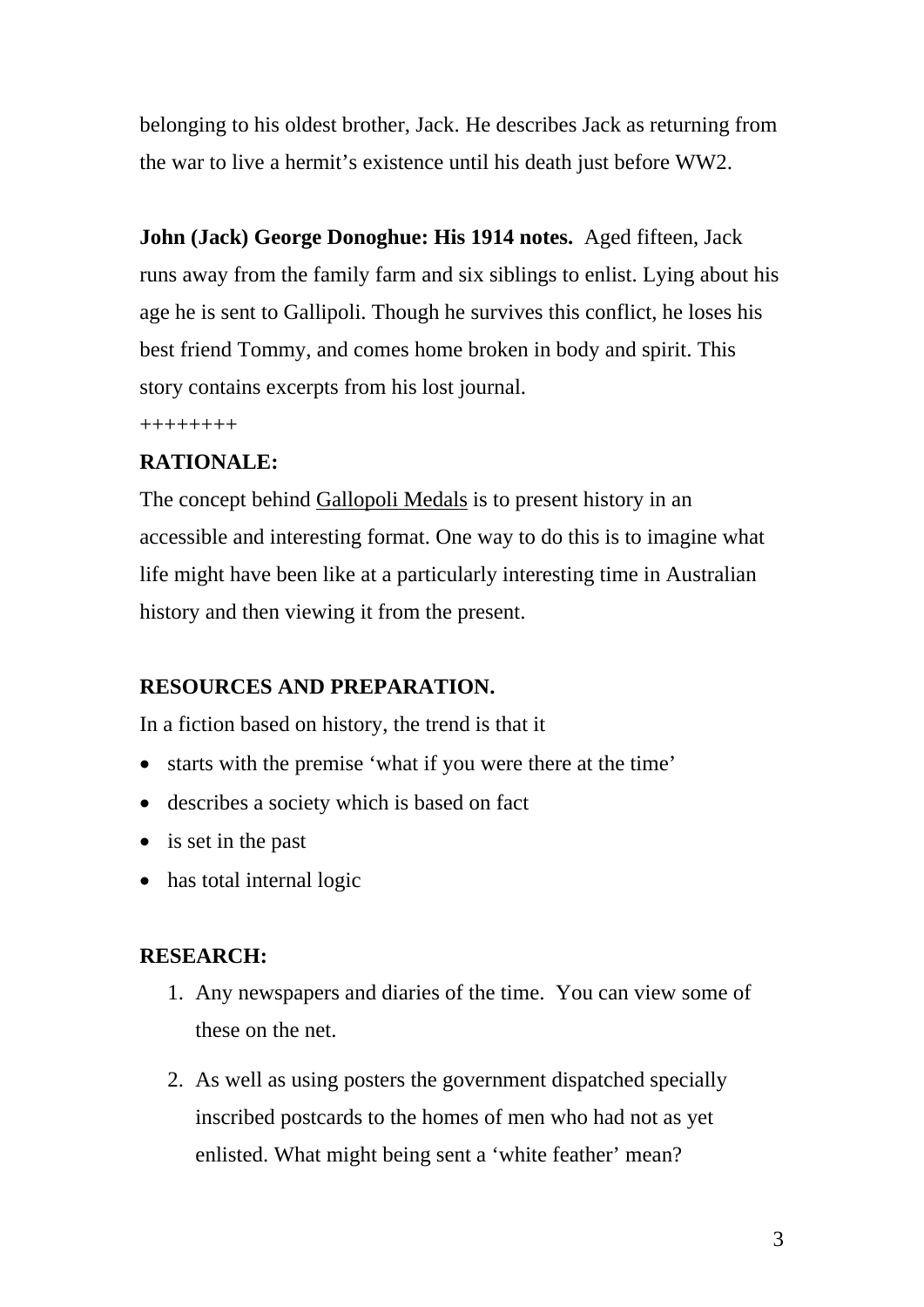belonging to his oldest brother, Jack. He describes Jack as returning from the war to live a hermit's existence until his death just before WW2.

**John (Jack) George Donoghue: His 1914 notes.** Aged fifteen, Jack runs away from the family farm and six siblings to enlist. Lying about his age he is sent to Gallipoli. Though he survives this conflict, he loses his best friend Tommy, and comes home broken in body and spirit. This story contains excerpts from his lost journal.

++++++++

**RATIONALE:**

The concept behind Gallopoli Medals is to present history in an accessible and interesting format. One way to do this is to imagine what life might have been like at a particularly interesting time in Australian history and then viewing it from the present.

**RESOURCES AND PREPARATION.**

In a fiction based on history, the trend is that it

- starts with the premise 'what if you were there at the time'
- describes a society which is based on fact
- is set in the past
- has total internal logic

**RESEARCH:**

1. Any newspapers and diaries of the time. You can view some of these on the net.
2. As well as using posters the government dispatched specially inscribed postcards to the homes of men who had not as yet enlisted. What might being sent a 'white feather' mean?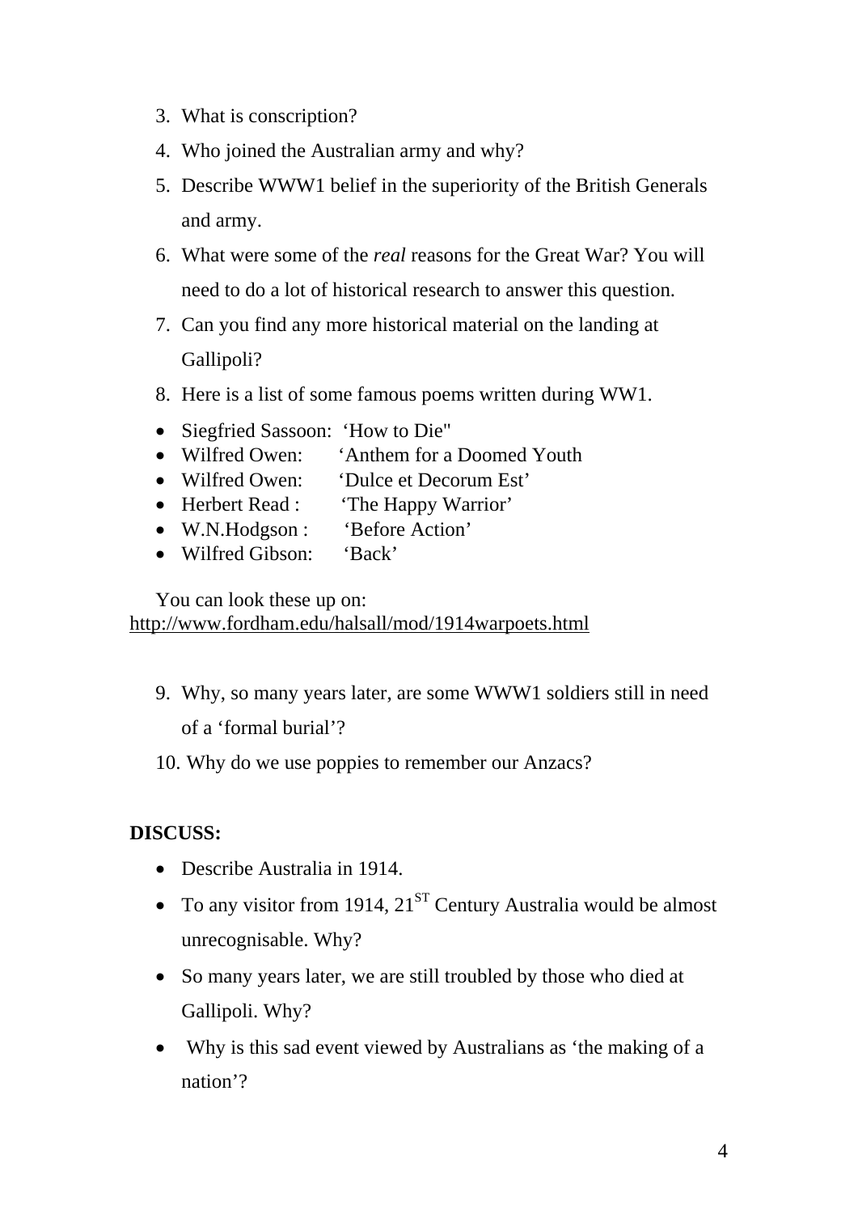3. What is conscription?
4. Who joined the Australian army and why?
5. Describe WWW1 belief in the superiority of the British Generals and army.
6. What were some of the *real* reasons for the Great War? You will need to do a lot of historical research to answer this question.
7. Can you find any more historical material on the landing at Gallipoli?
8. Here is a list of some famous poems written during WW1.

- Siegfried Sassoon: 'How to Die"
- Wilfred Owen: 'Anthem for a Doomed Youth
- Wilfred Owen: 'Dulce et Decorum Est'
- Herbert Read : 'The Happy Warrior'
- W.N.Hodgson : 'Before Action'
- Wilfred Gibson: 'Back'

You can look these up on:
http://www.fordham.edu/halsall/mod/1914warpoets.html

9. Why, so many years later, are some WWW1 soldiers still in need of a 'formal burial'?
10. Why do we use poppies to remember our Anzacs?

**DISCUSS:**

- Describe Australia in 1914.
- To any visitor from 1914, 21ST Century Australia would be almost unrecognisable. Why?
- So many years later, we are still troubled by those who died at Gallipoli. Why?
- Why is this sad event viewed by Australians as 'the making of a nation'?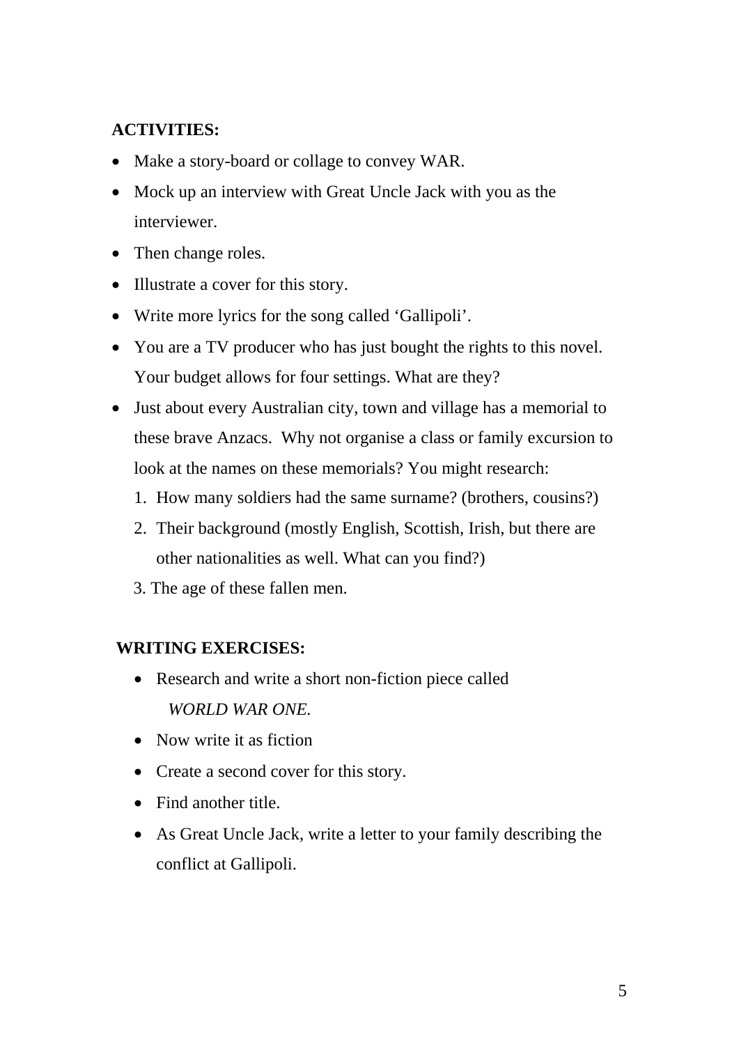**ACTIVITIES:**

- Make a story-board or collage to convey WAR.
- Mock up an interview with Great Uncle Jack with you as the interviewer.
- Then change roles.
- Illustrate a cover for this story.
- Write more lyrics for the song called 'Gallipoli'.
- You are a TV producer who has just bought the rights to this novel. Your budget allows for four settings. What are they?
- Just about every Australian city, town and village has a memorial to these brave Anzacs. Why not organise a class or family excursion to look at the names on these memorials? You might research:
  1. How many soldiers had the same surname? (brothers, cousins?)
  2. Their background (mostly English, Scottish, Irish, but there are other nationalities as well. What can you find?)
  3. The age of these fallen men.

**WRITING EXERCISES:**

- Research and write a short non-fiction piece called *WORLD WAR ONE.*
- Now write it as fiction
- Create a second cover for this story.
- Find another title.
- As Great Uncle Jack, write a letter to your family describing the conflict at Gallipoli.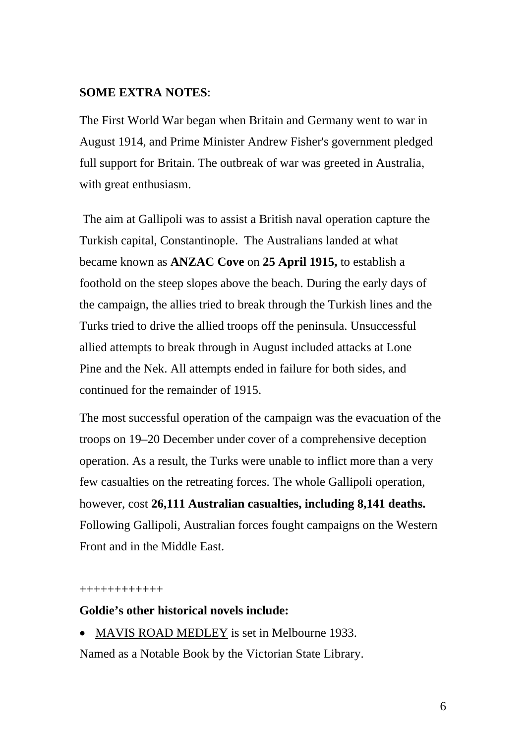**SOME EXTRA NOTES**:

The First World War began when Britain and Germany went to war in August 1914, and Prime Minister Andrew Fisher's government pledged full support for Britain. The outbreak of war was greeted in Australia, with great enthusiasm.

The aim at Gallipoli was to assist a British naval operation capture the Turkish capital, Constantinople. The Australians landed at what became known as **ANZAC Cove** on **25 April 1915,** to establish a foothold on the steep slopes above the beach. During the early days of the campaign, the allies tried to break through the Turkish lines and the Turks tried to drive the allied troops off the peninsula. Unsuccessful allied attempts to break through in August included attacks at Lone Pine and the Nek. All attempts ended in failure for both sides, and continued for the remainder of 1915.

The most successful operation of the campaign was the evacuation of the troops on 19–20 December under cover of a comprehensive deception operation. As a result, the Turks were unable to inflict more than a very few casualties on the retreating forces. The whole Gallipoli operation, however, cost **26,111 Australian casualties, including 8,141 deaths.** Following Gallipoli, Australian forces fought campaigns on the Western Front and in the Middle East.

++++++++++++

**Goldie's other historical novels include:**

- <u>MAVIS ROAD MEDLEY</u> is set in Melbourne 1933.

Named as a Notable Book by the Victorian State Library.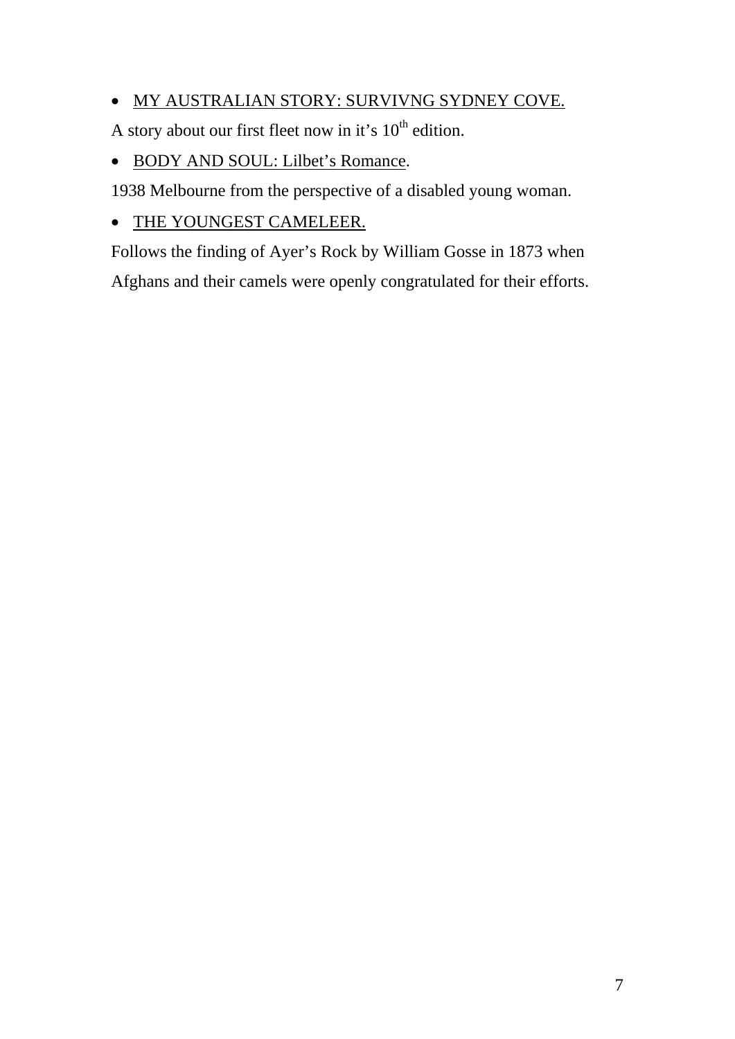- <u>MY AUSTRALIAN STORY: SURVIVNG SYDNEY COVE.</u>

A story about our first fleet now in it's 10th edition.

- <u>BODY AND SOUL: Lilbet's Romance</u>.

1938 Melbourne from the perspective of a disabled young woman.

- <u>THE YOUNGEST CAMELEER.</u>

Follows the finding of Ayer's Rock by William Gosse in 1873 when Afghans and their camels were openly congratulated for their efforts.